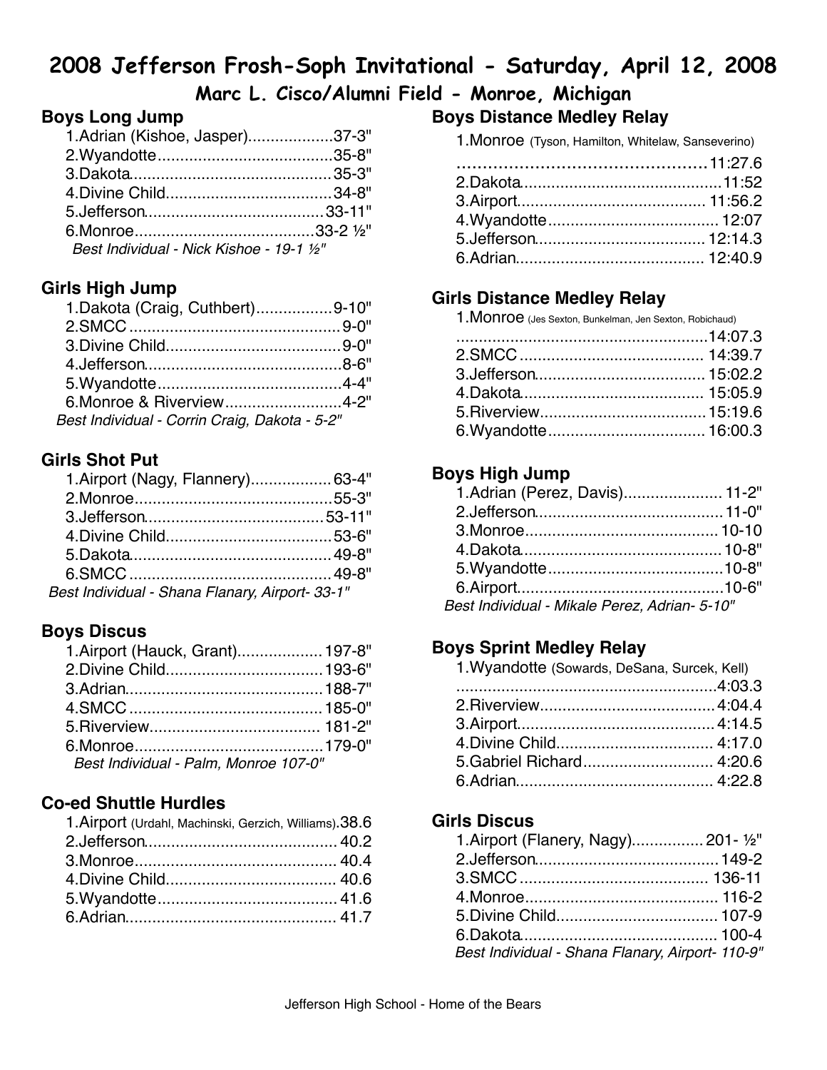# 2008 Jefferson Frosh-Soph Invitational - Saturday, April 12, 2008

## Marc L. Cisco/Alumni Field - Monroe, Michigan

### Boys Long Jump

1. Adrian (Kishoe, Jasper)...................37-3"
2. Wyandotte.......................................35-8"
3. Dakota.............................................35-3"
4. Divine Child.....................................34-8"
5. Jefferson........................................33-11"
6. Monroe........................................33-2 ½"

*Best Individual - Nick Kishoe - 19-1 ½"*

### Girls High Jump

1. Dakota (Craig, Cuthbert).................9-10"
2. SMCC ...............................................9-0"
3. Divine Child.......................................9-0"
4. Jefferson............................................8-6"
5. Wyandotte.........................................4-4"
6. Monroe & Riverview..........................4-2"

*Best Individual - Corrin Craig, Dakota - 5-2"*

### Girls Shot Put

1. Airport (Nagy, Flannery).................63-4"
2. Monroe............................................55-3"
3. Jefferson........................................53-11"
4. Divine Child.....................................53-6"
5. Dakota.............................................49-8"
6. SMCC .............................................49-8"

*Best Individual - Shana Flanary, Airport- 33-1"*

### Boys Discus

1. Airport (Hauck, Grant)...................197-8"
2. Divine Child...................................193-6"
3. Adrian............................................188-7"
4. SMCC ...........................................185-0"
5. Riverview...................................... 181-2"
6. Monroe..........................................179-0"

*Best Individual - Palm, Monroe 107-0"*

### Co-ed Shuttle Hurdles

1. Airport (Urdahl, Machinski, Gerzich, Williams).38.6
2. Jefferson........................................... 40.2
3. Monroe............................................. 40.4
4. Divine Child...................................... 40.6
5. Wyandotte......................................... 41.6
6. Adrian............................................... 41.7

### Boys Distance Medley Relay

1. Monroe (Tyson, Hamilton, Whitelaw, Sanseverino) ..............................................11:27.6
2. Dakota.............................................11:52
3. Airport.......................................... 11:56.2
4. Wyandotte...................................... 12:07
5. Jefferson...................................... 12:14.3
6. Adrian.......................................... 12:40.9

### Girls Distance Medley Relay

1. Monroe (Jes Sexton, Bunkelman, Jen Sexton, Robichaud) .......................................................14:07.3
2. SMCC ......................................... 14:39.7
3. Jefferson...................................... 15:02.2
4. Dakota......................................... 15:05.9
5. Riverview.....................................15:19.6
6. Wyandotte................................... 16:00.3

### Boys High Jump

1. Adrian (Perez, Davis)...................... 11-2"
2. Jefferson..........................................11-0"
3. Monroe........................................... 10-10
4. Dakota............................................. 10-8"
5. Wyandotte........................................10-8"
6. Airport..............................................10-6"

*Best Individual - Mikale Perez, Adrian- 5-10"*

### Boys Sprint Medley Relay

1. Wyandotte (Sowards, DeSana, Surcek, Kell) ..........................................................4:03.3
2. Riverview...................................... 4:04.4
3. Airport............................................ 4:14.5
4. Divine Child................................... 4:17.0
5. Gabriel Richard............................. 4:20.6
6. Adrian............................................ 4:22.8

### Girls Discus

1. Airport (Flanery, Nagy)................ 201- ½"
2. Jefferson........................................149-2
3. SMCC .......................................... 136-11
4. Monroe.......................................... 116-2
5. Divine Child................................... 107-9
6. Dakota........................................... 100-4

*Best Individual - Shana Flanary, Airport- 110-9"*

Jefferson High School - Home of the Bears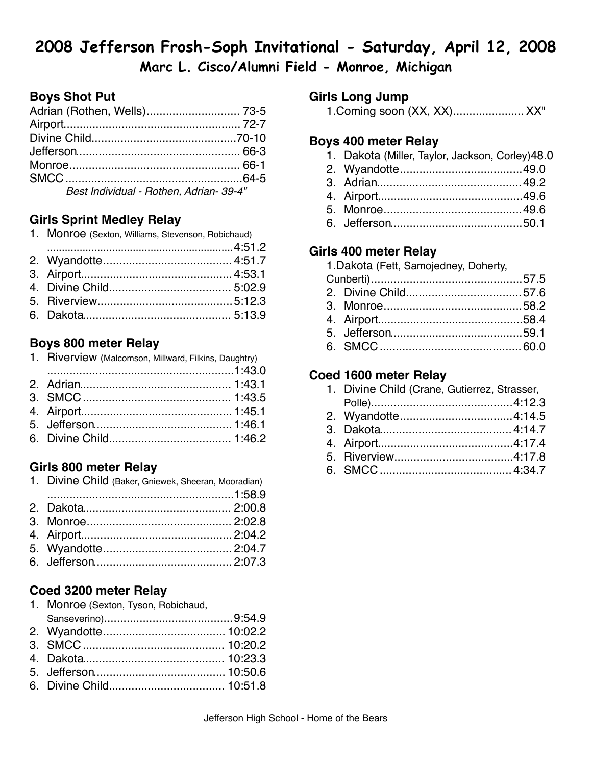# 2008 Jefferson Frosh-Soph Invitational - Saturday, April 12, 2008

## Marc L. Cisco/Alumni Field - Monroe, Michigan

### Boys Shot Put

Adrian (Rothen, Wells)............................ 73-5
Airport...................................................... 72-7
Divine Child............................................70-10
Jefferson.................................................. 66-3
Monroe.................................................... 66-1
SMCC ......................................................64-5

*Best Individual - Rothen, Adrian- 39-4"*

### Girls Sprint Medley Relay

1. Monroe (Sexton, Williams, Stevenson, Robichaud) .............................................................4:51.2
2. Wyandotte........................................ 4:51.7
3. Airport............................................... 4:53.1
4. Divine Child...................................... 5:02.9
5. Riverview..........................................5:12.3
6. Dakota............................................. 5:13.9

### Boys 800 meter Relay

1. Riverview (Malcomson, Millward, Filkins, Daughtry) ..........................................................1:43.0
2. Adrian............................................... 1:43.1
3. SMCC .............................................. 1:43.5
4. Airport............................................... 1:45.1
5. Jefferson........................................... 1:46.1
6. Divine Child...................................... 1:46.2

### Girls 800 meter Relay

1. Divine Child (Baker, Gniewek, Sheeran, Mooradian) ..........................................................1:58.9
2. Dakota.............................................. 2:00.8
3. Monroe............................................. 2:02.8
4. Airport............................................... 2:04.2
5. Wyandotte........................................ 2:04.7
6. Jefferson........................................... 2:07.3

### Coed 3200 meter Relay

1. Monroe (Sexton, Tyson, Robichaud, Sanseverino)........................................9:54.9
2. Wyandotte...................................... 10:02.2
3. SMCC ............................................ 10:20.2
4. Dakota............................................ 10:23.3
5. Jefferson......................................... 10:50.6
6. Divine Child.................................... 10:51.8

### Girls Long Jump

1.Coming soon (XX, XX)...................... XX"

### Boys 400 meter Relay

1. Dakota (Miller, Taylor, Jackson, Corley)48.0
2. Wyandotte......................................49.0
3. Adrian............................................. 49.2
4. Airport.............................................49.6
5. Monroe...........................................49.6
6. Jefferson.........................................50.1

### Girls 400 meter Relay

1.Dakota (Fett, Samojedney, Doherty, Cunberti)...............................................57.5
2. Divine Child.................................... 57.6
3. Monroe...........................................58.2
4. Airport.............................................58.4
5. Jefferson.........................................59.1
6. SMCC ............................................ 60.0

### Coed 1600 meter Relay

1. Divine Child (Crane, Gutierrez, Strasser, Polle)............................................4:12.3
2. Wyandotte...................................4:14.5
3. Dakota......................................... 4:14.7
4. Airport..........................................4:17.4
5. Riverview.....................................4:17.8
6. SMCC ......................................... 4:34.7

Jefferson High School - Home of the Bears